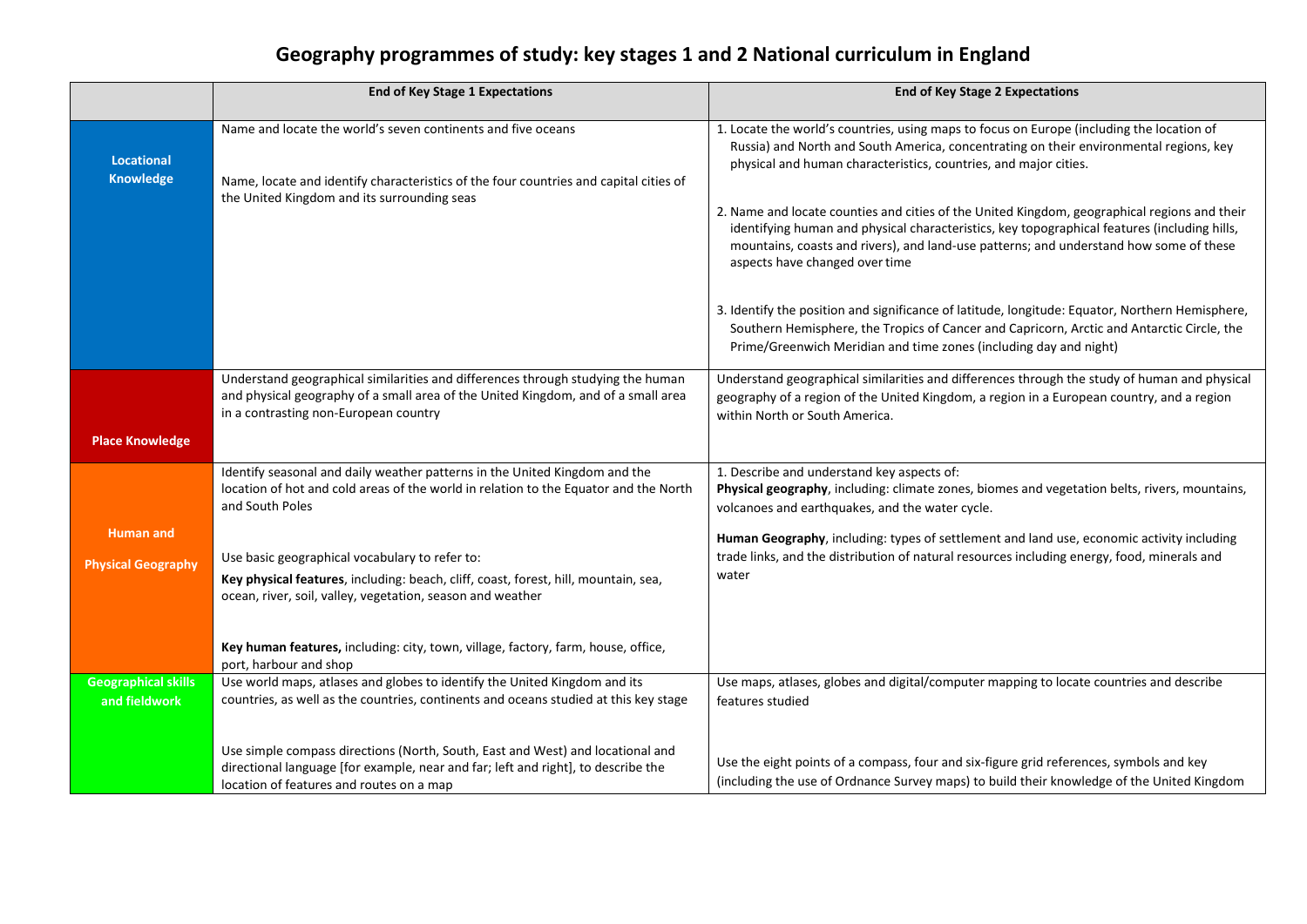# Geography programmes of study: key stages 1 and 2 National curriculum in England

| | End of Key Stage 1 Expectations | End of Key Stage 2 Expectations |
|---|---|---|
| **Locational Knowledge** | Name and locate the world's seven continents and five oceans<br><br>Name, locate and identify characteristics of the four countries and capital cities of the United Kingdom and its surrounding seas | 1. Locate the world's countries, using maps to focus on Europe (including the location of Russia) and North and South America, concentrating on their environmental regions, key physical and human characteristics, countries, and major cities.<br><br>2. Name and locate counties and cities of the United Kingdom, geographical regions and their identifying human and physical characteristics, key topographical features (including hills, mountains, coasts and rivers), and land-use patterns; and understand how some of these aspects have changed over time<br><br>3. Identify the position and significance of latitude, longitude: Equator, Northern Hemisphere, Southern Hemisphere, the Tropics of Cancer and Capricorn, Arctic and Antarctic Circle, the Prime/Greenwich Meridian and time zones (including day and night) |
| **Place Knowledge** | Understand geographical similarities and differences through studying the human and physical geography of a small area of the United Kingdom, and of a small area in a contrasting non-European country | Understand geographical similarities and differences through the study of human and physical geography of a region of the United Kingdom, a region in a European country, and a region within North or South America. |
| **Human and Physical Geography** | Identify seasonal and daily weather patterns in the United Kingdom and the location of hot and cold areas of the world in relation to the Equator and the North and South Poles<br><br>Use basic geographical vocabulary to refer to:<br>**Key physical features**, including: beach, cliff, coast, forest, hill, mountain, sea, ocean, river, soil, valley, vegetation, season and weather<br><br>**Key human features,** including: city, town, village, factory, farm, house, office, port, harbour and shop | 1. Describe and understand key aspects of:<br>**Physical geography**, including: climate zones, biomes and vegetation belts, rivers, mountains, volcanoes and earthquakes, and the water cycle.<br><br>**Human Geography**, including: types of settlement and land use, economic activity including trade links, and the distribution of natural resources including energy, food, minerals and water |
| **Geographical skills and fieldwork** | Use world maps, atlases and globes to identify the United Kingdom and its countries, as well as the countries, continents and oceans studied at this key stage<br><br>Use simple compass directions (North, South, East and West) and locational and directional language [for example, near and far; left and right], to describe the location of features and routes on a map | Use maps, atlases, globes and digital/computer mapping to locate countries and describe features studied<br><br>Use the eight points of a compass, four and six-figure grid references, symbols and key (including the use of Ordnance Survey maps) to build their knowledge of the United Kingdom |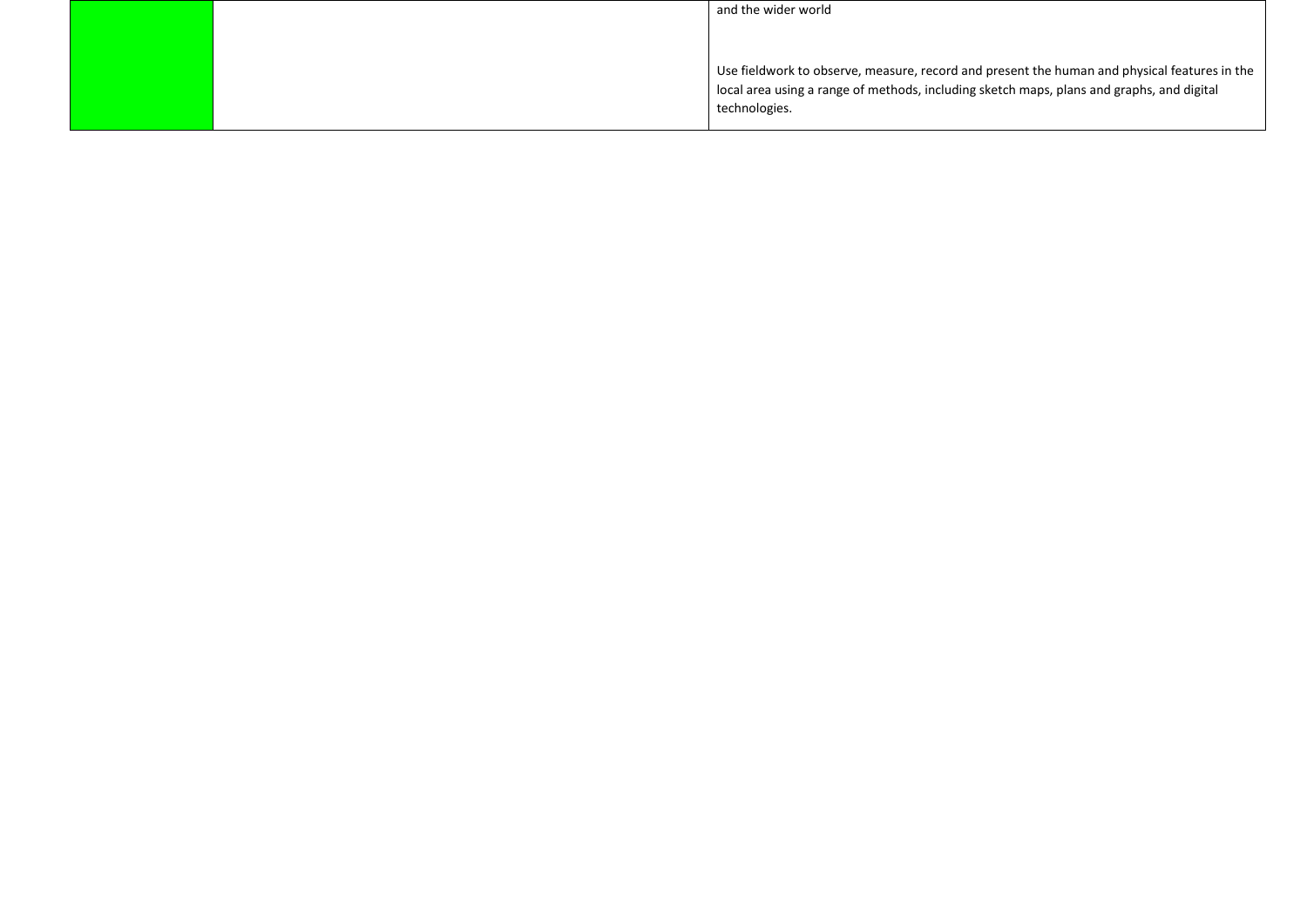| | | |
|---|---|---|
| | | and the wider world<br><br>Use fieldwork to observe, measure, record and present the human and physical features in the local area using a range of methods, including sketch maps, plans and graphs, and digital technologies. |